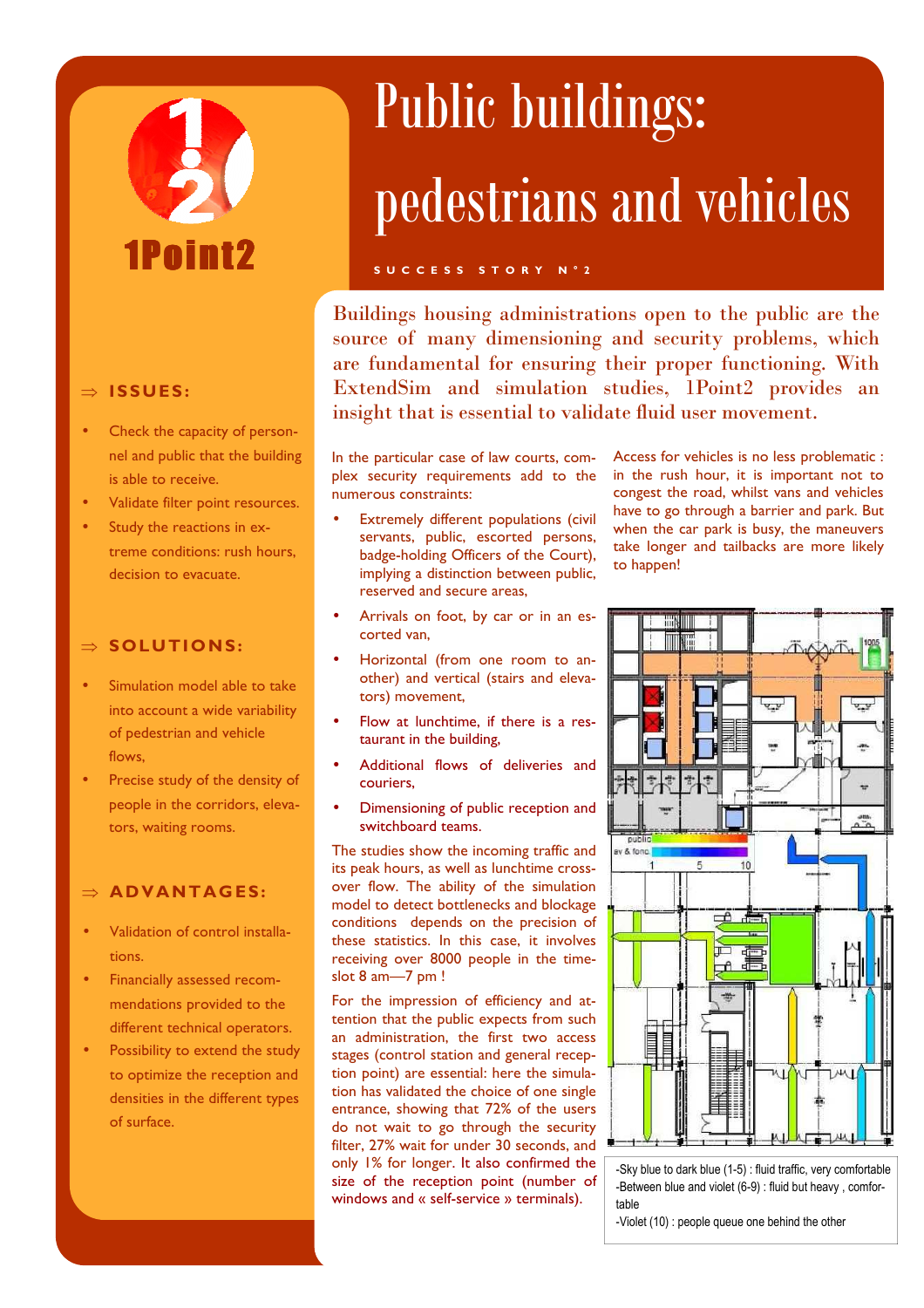1Point2

# Public buildings: pedestrians and vehicles

SUCCESS STORY N°2

Buildings housing administrations open to the public are the source of many dimensioning and security problems, which are fundamental for ensuring their proper functioning. With ExtendSim and simulation studies, 1Point2 provides an insight that is essential to validate fluid user movement.

## ⇒ ISSUES:

- Check the capacity of personnel and public that the building is able to receive.
- Validate filter point resources.
- Study the reactions in extreme conditions: rush hours, decision to evacuate.

## ⇒ SOLUTIONS:

- Simulation model able to take into account a wide variability of pedestrian and vehicle flows,
- Precise study of the density of people in the corridors, elevators, waiting rooms.

## ⇒ ADVANTAGES:

- Validation of control installations.
- Financially assessed recommendations provided to the different technical operators.
- Possibility to extend the study to optimize the reception and densities in the different types of surface.

In the particular case of law courts, complex security requirements add to the numerous constraints:

- Extremely different populations (civil servants, public, escorted persons, badge-holding Officers of the Court), implying a distinction between public, reserved and secure areas,
- Arrivals on foot, by car or in an escorted van,
- Horizontal (from one room to another) and vertical (stairs and elevators) movement,
- Flow at lunchtime, if there is a restaurant in the building,
- Additional flows of deliveries and couriers,
- Dimensioning of public reception and switchboard teams.

The studies show the incoming traffic and its peak hours, as well as lunchtime crossover flow. The ability of the simulation model to detect bottlenecks and blockage conditions depends on the precision of these statistics. In this case, it involves receiving over 8000 people in the time-slot 8 am—7 pm !

For the impression of efficiency and attention that the public expects from such an administration, the first two access stages (control station and general reception point) are essential: here the simulation has validated the choice of one single entrance, showing that 72% of the users do not wait to go through the security filter, 27% wait for under 30 seconds, and only 1% for longer. It also confirmed the size of the reception point (number of windows and « self-service » terminals).

Access for vehicles is no less problematic : in the rush hour, it is important not to congest the road, whilst vans and vehicles have to go through a barrier and park. But when the car park is busy, the maneuvers take longer and tailbacks are more likely to happen!

-Sky blue to dark blue (1-5) : fluid traffic, very comfortable
-Between blue and violet (6-9) : fluid but heavy , comfortable
-Violet (10) : people queue one behind the other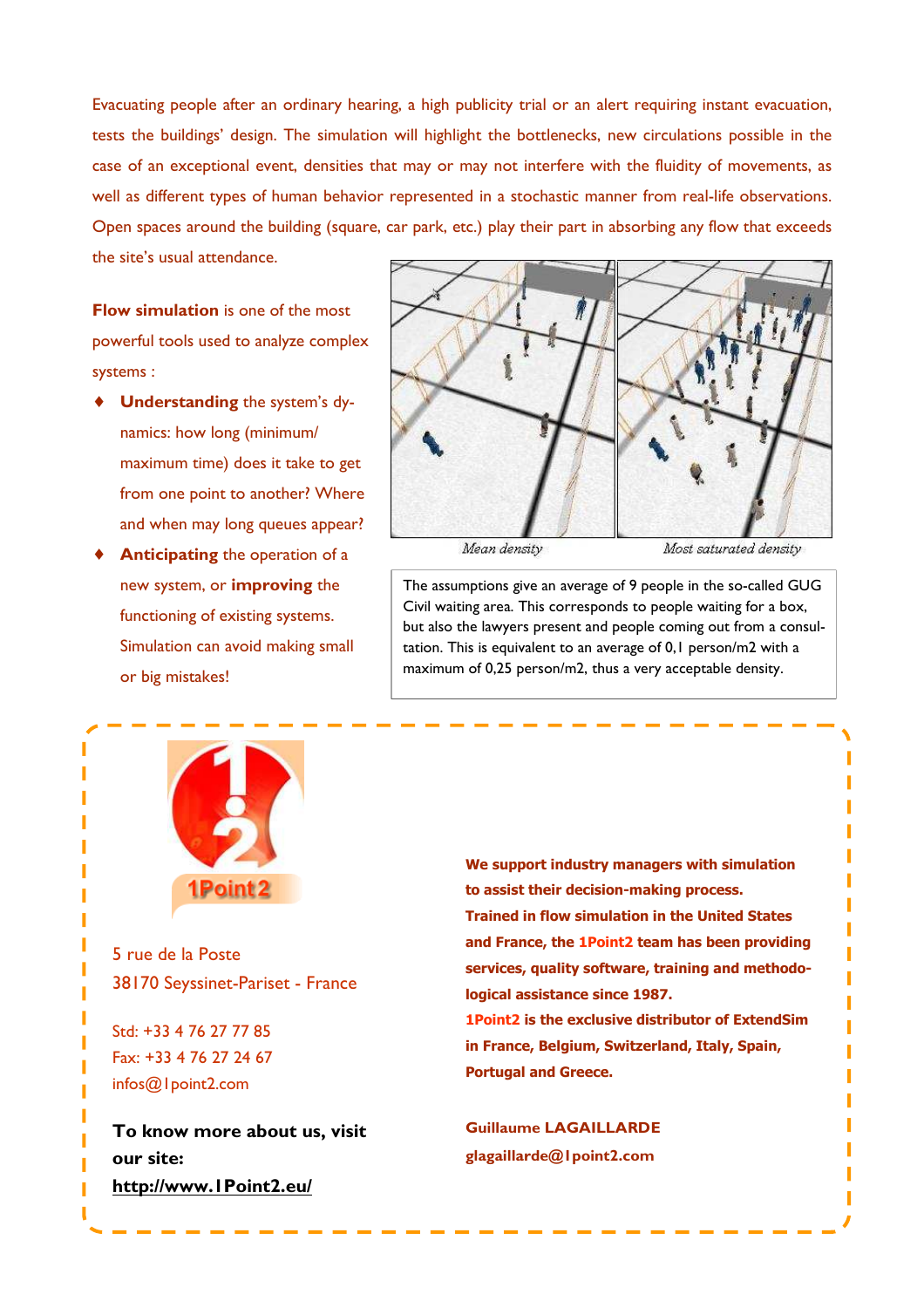Evacuating people after an ordinary hearing, a high publicity trial or an alert requiring instant evacuation, tests the buildings' design. The simulation will highlight the bottlenecks, new circulations possible in the case of an exceptional event, densities that may or may not interfere with the fluidity of movements, as well as different types of human behavior represented in a stochastic manner from real-life observations. Open spaces around the building (square, car park, etc.) play their part in absorbing any flow that exceeds the site's usual attendance.

**Flow simulation** is one of the most powerful tools used to analyze complex systems :

- **Understanding** the system's dynamics: how long (minimum/maximum time) does it take to get from one point to another? Where and when may long queues appear?
- **Anticipating** the operation of a new system, or **improving** the functioning of existing systems. Simulation can avoid making small or big mistakes!

*Mean density*

*Most saturated density*

The assumptions give an average of 9 people in the so-called GUG Civil waiting area. This corresponds to people waiting for a box, but also the lawyers present and people coming out from a consultation. This is equivalent to an average of 0,1 person/m2 with a maximum of 0,25 person/m2, thus a very acceptable density.

1Point2

5 rue de la Poste
38170 Seyssinet-Pariset - France

Std: +33 4 76 27 77 85
Fax: +33 4 76 27 24 67
infos@1point2.com

**To know more about us, visit our site:**
**http://www.1Point2.eu/**

**We support industry managers with simulation to assist their decision-making process.**
**Trained in flow simulation in the United States and France, the 1Point2 team has been providing services, quality software, training and methodological assistance since 1987.**
**1Point2 is the exclusive distributor of ExtendSim in France, Belgium, Switzerland, Italy, Spain, Portugal and Greece.**

**Guillaume LAGAILLARDE**
**glagaillarde@1point2.com**